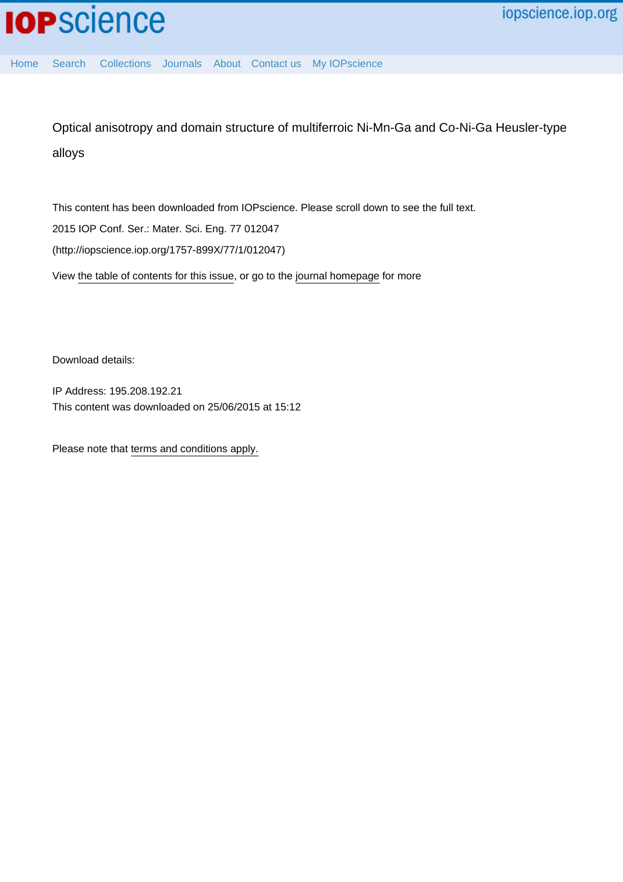# Optical anisotropy and domain structure of multiferroic Ni-Mn-Ga and Co-Ni-Ga Heusler-type alloys

This content has been downloaded from IOPscience. Please scroll down to see the full text.

2015 IOP Conf. Ser.: Mater. Sci. Eng. 77 012047

(http://iopscience.iop.org/1757-899X/77/1/012047)

View the table of contents for this issue, or go to the journal homepage for more

Download details:

IP Address: 195.208.192.21

This content was downloaded on 25/06/2015 at 15:12

Please note that terms and conditions apply.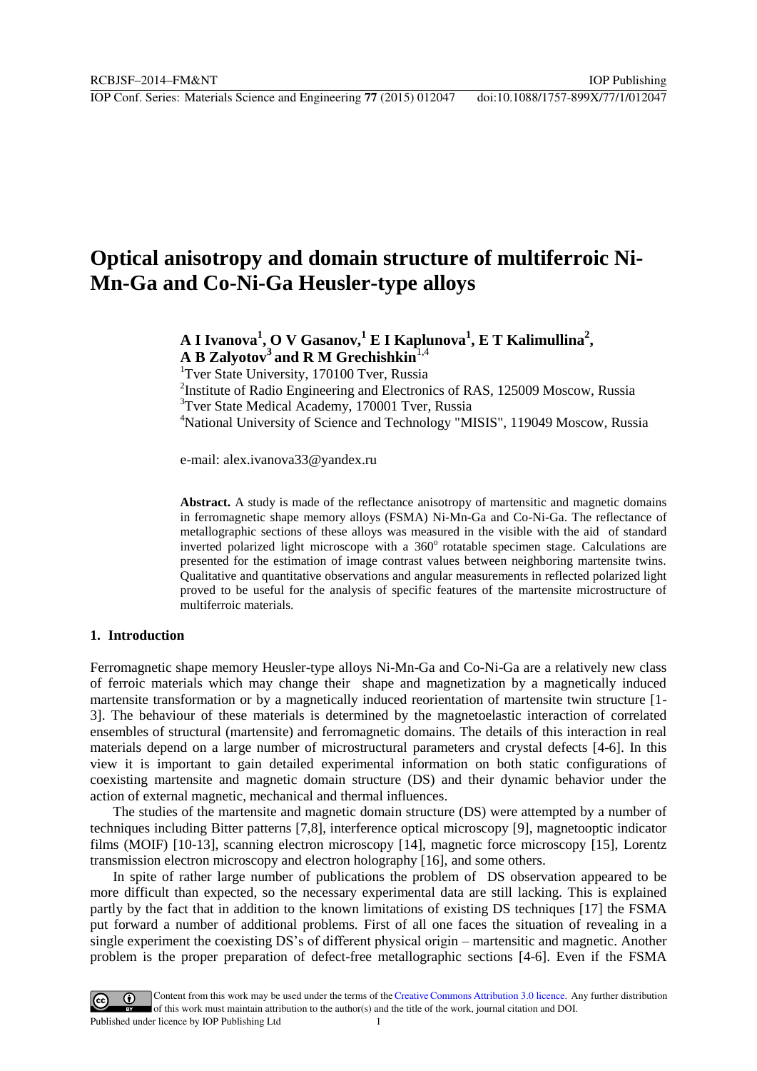# Optical anisotropy and domain structure of multiferroic Ni-Mn-Ga and Co-Ni-Ga Heusler-type alloys

**A I Ivanova[1], O V Gasanov,[1] E I Kaplunova[1], E T Kalimullina[2], A B Zalyotov[3] and R M Grechishkin[1,4]**

[1]Tver State University, 170100 Tver, Russia

[2]Institute of Radio Engineering and Electronics of RAS, 125009 Moscow, Russia

[3]Tver State Medical Academy, 170001 Tver, Russia

[4]National University of Science and Technology "MISIS", 119049 Moscow, Russia

e-mail: alex.ivanova33@yandex.ru

**Abstract.** A study is made of the reflectance anisotropy of martensitic and magnetic domains in ferromagnetic shape memory alloys (FSMA) Ni-Mn-Ga and Co-Ni-Ga. The reflectance of metallographic sections of these alloys was measured in the visible with the aid of standard inverted polarized light microscope with a 360° rotatable specimen stage. Calculations are presented for the estimation of image contrast values between neighboring martensite twins. Qualitative and quantitative observations and angular measurements in reflected polarized light proved to be useful for the analysis of specific features of the martensite microstructure of multiferroic materials.

## 1. Introduction

Ferromagnetic shape memory Heusler-type alloys Ni-Mn-Ga and Co-Ni-Ga are a relatively new class of ferroic materials which may change their shape and magnetization by a magnetically induced martensite transformation or by a magnetically induced reorientation of martensite twin structure [1-3]. The behaviour of these materials is determined by the magnetoelastic interaction of correlated ensembles of structural (martensite) and ferromagnetic domains. The details of this interaction in real materials depend on a large number of microstructural parameters and crystal defects [4-6]. In this view it is important to gain detailed experimental information on both static configurations of coexisting martensite and magnetic domain structure (DS) and their dynamic behavior under the action of external magnetic, mechanical and thermal influences.

The studies of the martensite and magnetic domain structure (DS) were attempted by a number of techniques including Bitter patterns [7,8], interference optical microscopy [9], magnetooptic indicator films (MOIF) [10-13], scanning electron microscopy [14], magnetic force microscopy [15], Lorentz transmission electron microscopy and electron holography [16], and some others.

In spite of rather large number of publications the problem of DS observation appeared to be more difficult than expected, so the necessary experimental data are still lacking. This is explained partly by the fact that in addition to the known limitations of existing DS techniques [17] the FSMA put forward a number of additional problems. First of all one faces the situation of revealing in a single experiment the coexisting DS's of different physical origin – martensitic and magnetic. Another problem is the proper preparation of defect-free metallographic sections [4-6]. Even if the FSMA

Content from this work may be used under the terms of the Creative Commons Attribution 3.0 licence. Any further distribution of this work must maintain attribution to the author(s) and the title of the work, journal citation and DOI.
Published under licence by IOP Publishing Ltd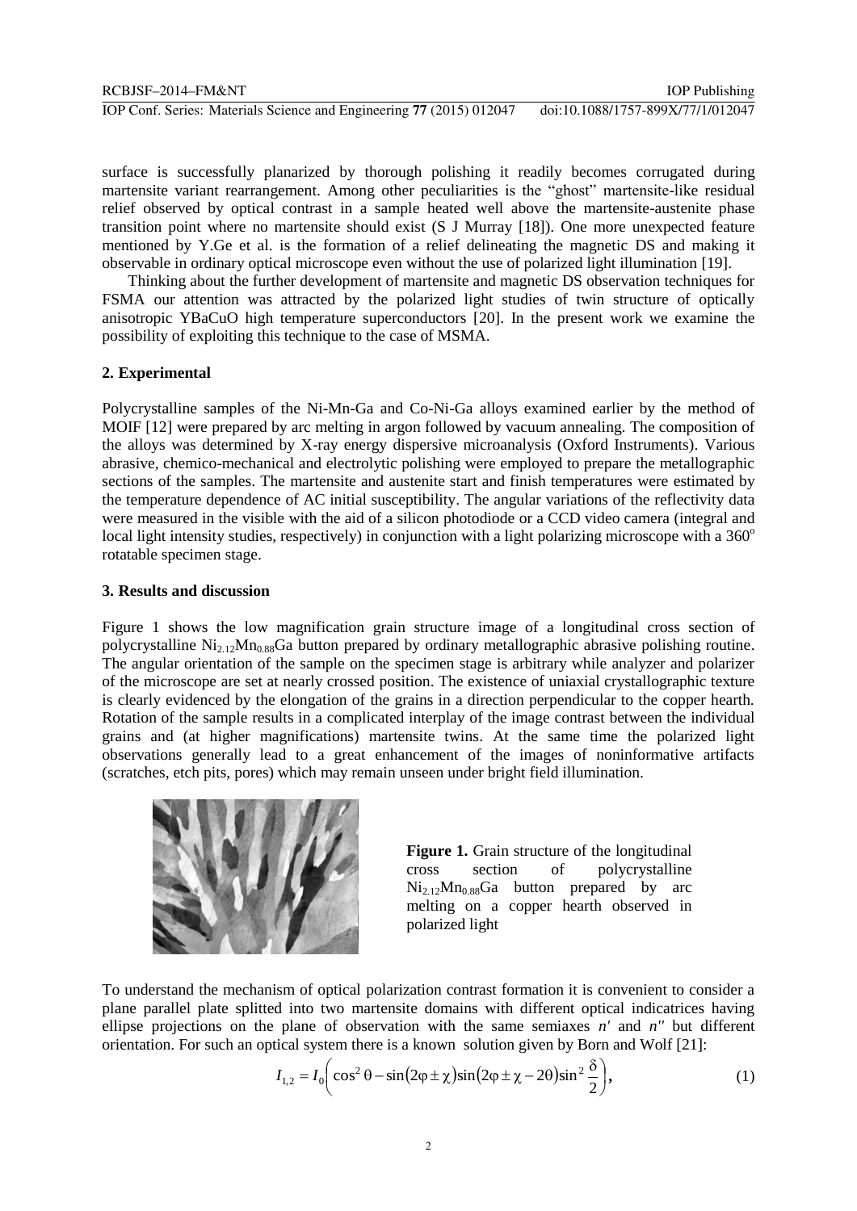surface is successfully planarized by thorough polishing it readily becomes corrugated during martensite variant rearrangement. Among other peculiarities is the "ghost" martensite-like residual relief observed by optical contrast in a sample heated well above the martensite-austenite phase transition point where no martensite should exist (S J Murray [18]). One more unexpected feature mentioned by Y.Ge et al. is the formation of a relief delineating the magnetic DS and making it observable in ordinary optical microscope even without the use of polarized light illumination [19].

Thinking about the further development of martensite and magnetic DS observation techniques for FSMA our attention was attracted by the polarized light studies of twin structure of optically anisotropic YBaCuO high temperature superconductors [20]. In the present work we examine the possibility of exploiting this technique to the case of MSMA.

## 2. Experimental

Polycrystalline samples of the Ni-Mn-Ga and Co-Ni-Ga alloys examined earlier by the method of MOIF [12] were prepared by arc melting in argon followed by vacuum annealing. The composition of the alloys was determined by X-ray energy dispersive microanalysis (Oxford Instruments). Various abrasive, chemico-mechanical and electrolytic polishing were employed to prepare the metallographic sections of the samples. The martensite and austenite start and finish temperatures were estimated by the temperature dependence of AC initial susceptibility. The angular variations of the reflectivity data were measured in the visible with the aid of a silicon photodiode or a CCD video camera (integral and local light intensity studies, respectively) in conjunction with a light polarizing microscope with a 360$^{o}$ rotatable specimen stage.

## 3. Results and discussion

Figure 1 shows the low magnification grain structure image of a longitudinal cross section of polycrystalline $Ni_{2.12}Mn_{0.88}Ga$ button prepared by ordinary metallographic abrasive polishing routine. The angular orientation of the sample on the specimen stage is arbitrary while analyzer and polarizer of the microscope are set at nearly crossed position. The existence of uniaxial crystallographic texture is clearly evidenced by the elongation of the grains in a direction perpendicular to the copper hearth. Rotation of the sample results in a complicated interplay of the image contrast between the individual grains and (at higher magnifications) martensite twins. At the same time the polarized light observations generally lead to a great enhancement of the images of noninformative artifacts (scratches, etch pits, pores) which may remain unseen under bright field illumination.

**Figure 1.** Grain structure of the longitudinal cross section of polycrystalline $Ni_{2.12}Mn_{0.88}Ga$ button prepared by arc melting on a copper hearth observed in polarized light

To understand the mechanism of optical polarization contrast formation it is convenient to consider a plane parallel plate splitted into two martensite domains with different optical indicatrices having ellipse projections on the plane of observation with the same semiaxes $n'$ and $n''$ but different orientation. For such an optical system there is a known solution given by Born and Wolf [21]:

$$I_{1,2} = I_0\left(\cos^2\theta - \sin(2\varphi \pm \chi)\sin(2\varphi \pm \chi - 2\theta)\sin^2\frac{\delta}{2}\right), \tag{1}$$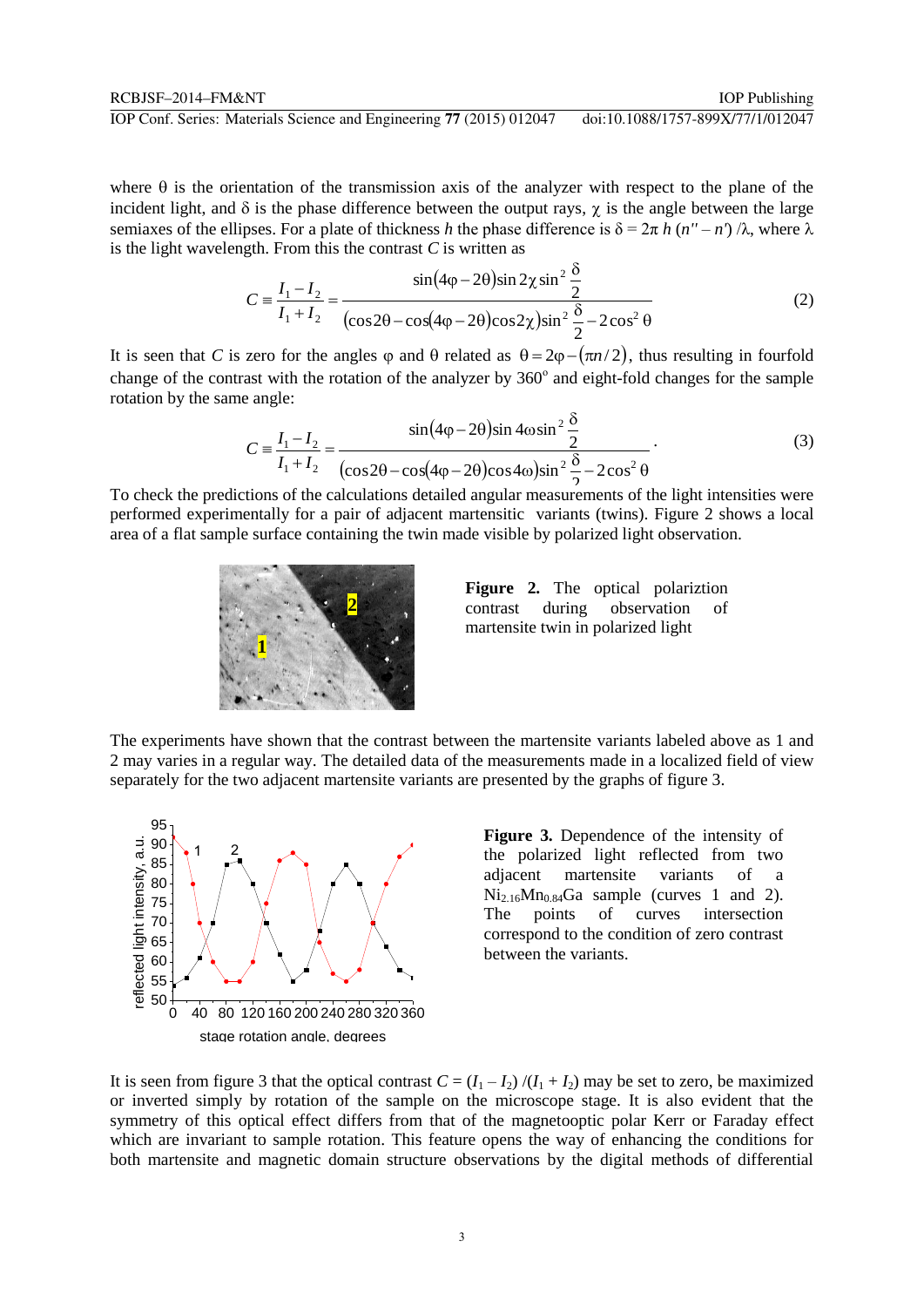where θ is the orientation of the transmission axis of the analyzer with respect to the plane of the incident light, and δ is the phase difference between the output rays, χ is the angle between the large semiaxes of the ellipses. For a plate of thickness $h$ the phase difference is $\delta = 2\pi\, h\, (n'' - n')/\lambda$, where λ is the light wavelength. From this the contrast $C$ is written as

$$C \equiv \frac{I_1 - I_2}{I_1 + I_2} = \frac{\sin(4\varphi - 2\theta)\sin 2\chi \sin^2 \dfrac{\delta}{2}}{(\cos 2\theta - \cos(4\varphi - 2\theta)\cos 2\chi)\sin^2 \dfrac{\delta}{2} - 2\cos^2 \theta} \tag{2}$$

It is seen that $C$ is zero for the angles φ and θ related as $\theta = 2\varphi - (\pi n/2)$, thus resulting in fourfold change of the contrast with the rotation of the analyzer by 360° and eight-fold changes for the sample rotation by the same angle:

$$C \equiv \frac{I_1 - I_2}{I_1 + I_2} = \frac{\sin(4\varphi - 2\theta)\sin 4\omega \sin^2 \dfrac{\delta}{2}}{(\cos 2\theta - \cos(4\varphi - 2\theta)\cos 4\omega)\sin^2 \dfrac{\delta}{2} - 2\cos^2 \theta}. \tag{3}$$

To check the predictions of the calculations detailed angular measurements of the light intensities were performed experimentally for a pair of adjacent martensitic variants (twins). Figure 2 shows a local area of a flat sample surface containing the twin made visible by polarized light observation.

**Figure 2.** The optical polariztion contrast during observation of martensite twin in polarized light

The experiments have shown that the contrast between the martensite variants labeled above as 1 and 2 may varies in a regular way. The detailed data of the measurements made in a localized field of view separately for the two adjacent martensite variants are presented by the graphs of figure 3.

**Figure 3.** Dependence of the intensity of the polarized light reflected from two adjacent martensite variants of a $Ni_{2.16}Mn_{0.84}Ga$ sample (curves 1 and 2). The points of curves intersection correspond to the condition of zero contrast between the variants.

It is seen from figure 3 that the optical contrast $C = (I_1 - I_2)/(I_1 + I_2)$ may be set to zero, be maximized or inverted simply by rotation of the sample on the microscope stage. It is also evident that the symmetry of this optical effect differs from that of the magnetooptic polar Kerr or Faraday effect which are invariant to sample rotation. This feature opens the way of enhancing the conditions for both martensite and magnetic domain structure observations by the digital methods of differential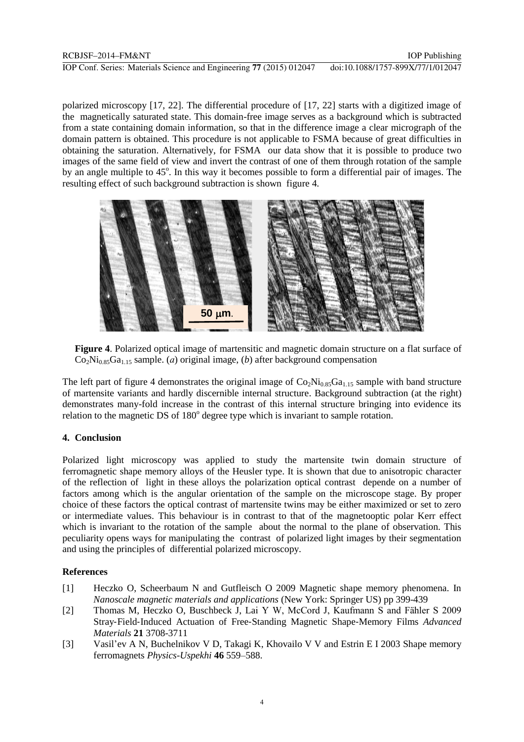polarized microscopy [17, 22]. The differential procedure of [17, 22] starts with a digitized image of the magnetically saturated state. This domain-free image serves as a background which is subtracted from a state containing domain information, so that in the difference image a clear micrograph of the domain pattern is obtained. This procedure is not applicable to FSMA because of great difficulties in obtaining the saturation. Alternatively, for FSMA our data show that it is possible to produce two images of the same field of view and invert the contrast of one of them through rotation of the sample by an angle multiple to 45°. In this way it becomes possible to form a differential pair of images. The resulting effect of such background subtraction is shown figure 4.

**Figure 4**. Polarized optical image of martensitic and magnetic domain structure on a flat surface of $Co_2Ni_{0.85}Ga_{1.15}$ sample. (*a*) original image, (*b*) after background compensation

The left part of figure 4 demonstrates the original image of $Co_2Ni_{0.85}Ga_{1.15}$ sample with band structure of martensite variants and hardly discernible internal structure. Background subtraction (at the right) demonstrates many-fold increase in the contrast of this internal structure bringing into evidence its relation to the magnetic DS of 180° degree type which is invariant to sample rotation.

## 4. Conclusion

Polarized light microscopy was applied to study the martensite twin domain structure of ferromagnetic shape memory alloys of the Heusler type. It is shown that due to anisotropic character of the reflection of light in these alloys the polarization optical contrast depende on a number of factors among which is the angular orientation of the sample on the microscope stage. By proper choice of these factors the optical contrast of martensite twins may be either maximized or set to zero or intermediate values. This behaviour is in contrast to that of the magnetooptic polar Kerr effect which is invariant to the rotation of the sample about the normal to the plane of observation. This peculiarity opens ways for manipulating the contrast of polarized light images by their segmentation and using the principles of differential polarized microscopy.

## References

[1] Heczko O, Scheerbaum N and Gutfleisch O 2009 Magnetic shape memory phenomena. In *Nanoscale magnetic materials and applications* (New York: Springer US) pp 399-439

[2] Thomas M, Heczko O, Buschbeck J, Lai Y W, McCord J, Kaufmann S and Fähler S 2009 Stray-Field-Induced Actuation of Free-Standing Magnetic Shape-Memory Films *Advanced Materials* **21** 3708-3711

[3] Vasil'ev A N, Buchelnikov V D, Takagi K, Khovailo V V and Estrin E I 2003 Shape memory ferromagnets *Physics-Uspekhi* **46** 559–588.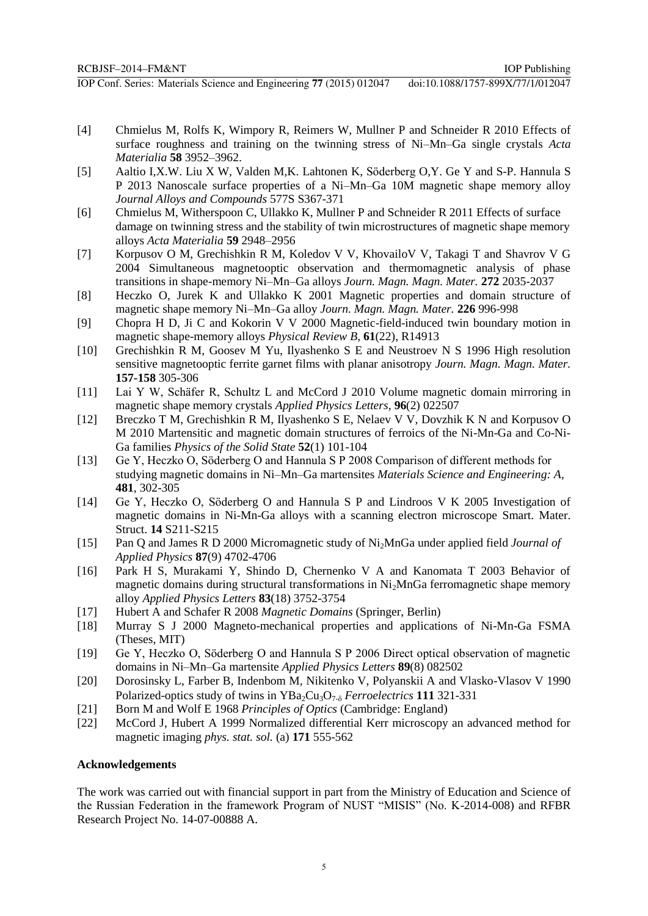[4] Chmielus M, Rolfs K, Wimpory R, Reimers W, Mullner P and Schneider R 2010 Effects of surface roughness and training on the twinning stress of Ni–Mn–Ga single crystals *Acta Materialia* **58** 3952–3962.

[5] Aaltio I,X.W. Liu X W, Valden M,K. Lahtonen K, Söderberg O,Y. Ge Y and S-P. Hannula S P 2013 Nanoscale surface properties of a Ni–Mn–Ga 10M magnetic shape memory alloy *Journal Alloys and Compounds* 577S S367-371

[6] Chmielus M, Witherspoon C, Ullakko K, Mullner P and Schneider R 2011 Effects of surface damage on twinning stress and the stability of twin microstructures of magnetic shape memory alloys *Acta Materialia* **59** 2948–2956

[7] Korpusov O M, Grechishkin R M, Koledov V V, KhovailoV V, Takagi T and Shavrov V G 2004 Simultaneous magnetooptic observation and thermomagnetic analysis of phase transitions in shape-memory Ni–Mn–Ga alloys *Journ. Magn. Magn. Mater.* **272** 2035-2037

[8] Heczko O, Jurek K and Ullakko K 2001 Magnetic properties and domain structure of magnetic shape memory Ni–Mn–Ga alloy *Journ. Magn. Magn. Mater.* **226** 996-998

[9] Chopra H D, Ji C and Kokorin V V 2000 Magnetic-field-induced twin boundary motion in magnetic shape-memory alloys *Physical Review B*, **61**(22), R14913

[10] Grechishkin R M, Goosev M Yu, Ilyashenko S E and Neustroev N S 1996 High resolution sensitive magnetooptic ferrite garnet films with planar anisotropy *Journ. Magn. Magn. Mater.* **157-158** 305-306

[11] Lai Y W, Schäfer R, Schultz L and McCord J 2010 Volume magnetic domain mirroring in magnetic shape memory crystals *Applied Physics Letters*, **96**(2) 022507

[12] Breczko T M, Grechishkin R M, Ilyashenko S E, Nelaev V V, Dovzhik K N and Korpusov O M 2010 Martensitic and magnetic domain structures of ferroics of the Ni-Mn-Ga and Co-Ni-Ga families *Physics of the Solid State* **52**(1) 101-104

[13] Ge Y, Heczko O, Söderberg O and Hannula S P 2008 Comparison of different methods for studying magnetic domains in Ni–Mn–Ga martensites *Materials Science and Engineering: A*, **481**, 302-305

[14] Ge Y, Heczko O, Söderberg O and Hannula S P and Lindroos V K 2005 Investigation of magnetic domains in Ni-Mn-Ga alloys with a scanning electron microscope Smart. Mater. Struct. **14** S211-S215

[15] Pan Q and James R D 2000 Micromagnetic study of $Ni_2MnGa$ under applied field *Journal of Applied Physics* **87**(9) 4702-4706

[16] Park H S, Murakami Y, Shindo D, Chernenko V A and Kanomata T 2003 Behavior of magnetic domains during structural transformations in $Ni_2MnGa$ ferromagnetic shape memory alloy *Applied Physics Letters* **83**(18) 3752-3754

[17] Hubert A and Schafer R 2008 *Magnetic Domains* (Springer, Berlin)

[18] Murray S J 2000 Magneto-mechanical properties and applications of Ni-Mn-Ga FSMA (Theses, MIT)

[19] Ge Y, Heczko O, Söderberg O and Hannula S P 2006 Direct optical observation of magnetic domains in Ni–Mn–Ga martensite *Applied Physics Letters* **89**(8) 082502

[20] Dorosinsky L, Farber B, Indenbom M, Nikitenko V, Polyanskii A and Vlasko-Vlasov V 1990 Polarized-optics study of twins in $YBa_2Cu_3O_{7-\delta}$ *Ferroelectrics* **111** 321-331

[21] Born M and Wolf E 1968 *Principles of Optics* (Cambridge: England)

[22] McCord J, Hubert A 1999 Normalized differential Kerr microscopy an advanced method for magnetic imaging *phys. stat. sol.* (a) **171** 555-562

## Acknowledgements

The work was carried out with financial support in part from the Ministry of Education and Science of the Russian Federation in the framework Program of NUST "MISIS" (No. K-2014-008) and RFBR Research Project No. 14-07-00888 A.